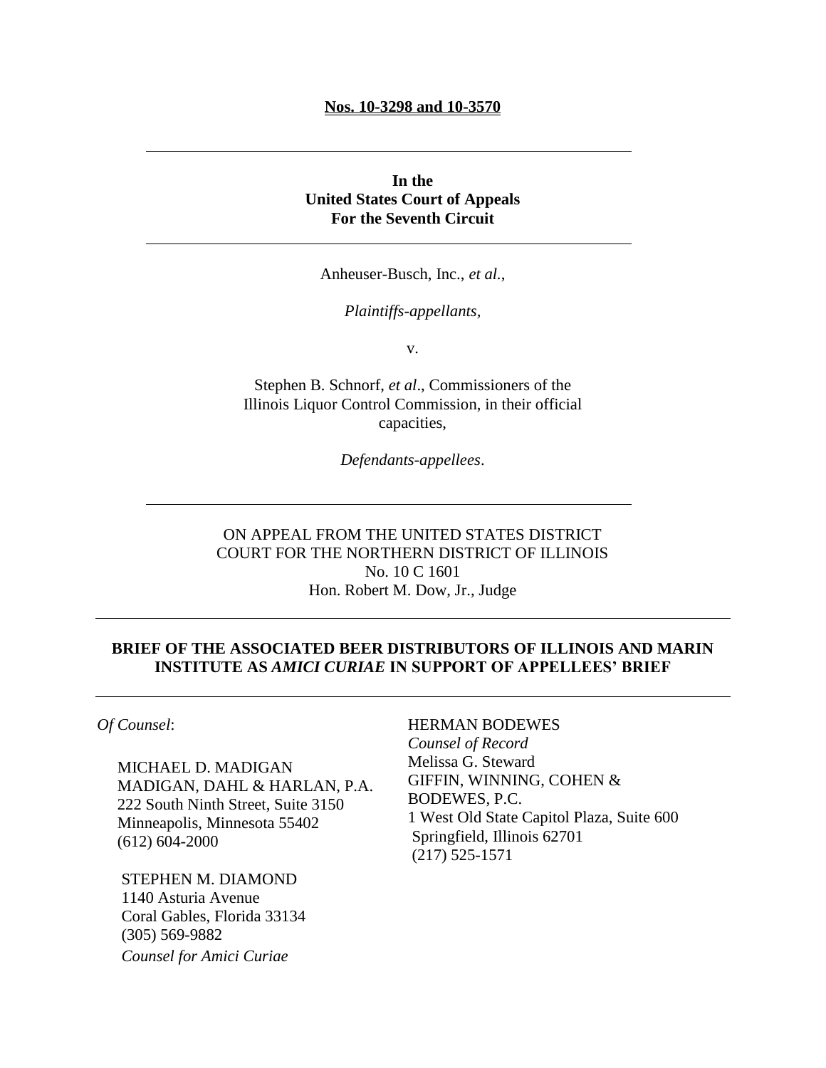**Nos. 10-3298 and 10-3570**

---

**In the**
**United States Court of Appeals**
**For the Seventh Circuit**

---

Anheuser-Busch, Inc., *et al.*,

*Plaintiffs-appellants,*

v.

Stephen B. Schnorf, *et al*., Commissioners of the Illinois Liquor Control Commission, in their official capacities,

*Defendants-appellees*.

---

ON APPEAL FROM THE UNITED STATES DISTRICT COURT FOR THE NORTHERN DISTRICT OF ILLINOIS
No. 10 C 1601
Hon. Robert M. Dow, Jr., Judge

---

**BRIEF OF THE ASSOCIATED BEER DISTRIBUTORS OF ILLINOIS AND MARIN INSTITUTE AS *AMICI CURIAE* IN SUPPORT OF APPELLEES' BRIEF**

---

*Of Counsel*:

MICHAEL D. MADIGAN
MADIGAN, DAHL & HARLAN, P.A.
222 South Ninth Street, Suite 3150
Minneapolis, Minnesota 55402
(612) 604-2000

STEPHEN M. DIAMOND
1140 Asturia Avenue
Coral Gables, Florida 33134
(305) 569-9882
*Counsel for Amici Curiae*

HERMAN BODEWES
*Counsel of Record*
Melissa G. Steward
GIFFIN, WINNING, COHEN & BODEWES, P.C.
1 West Old State Capitol Plaza, Suite 600
Springfield, Illinois 62701
(217) 525-1571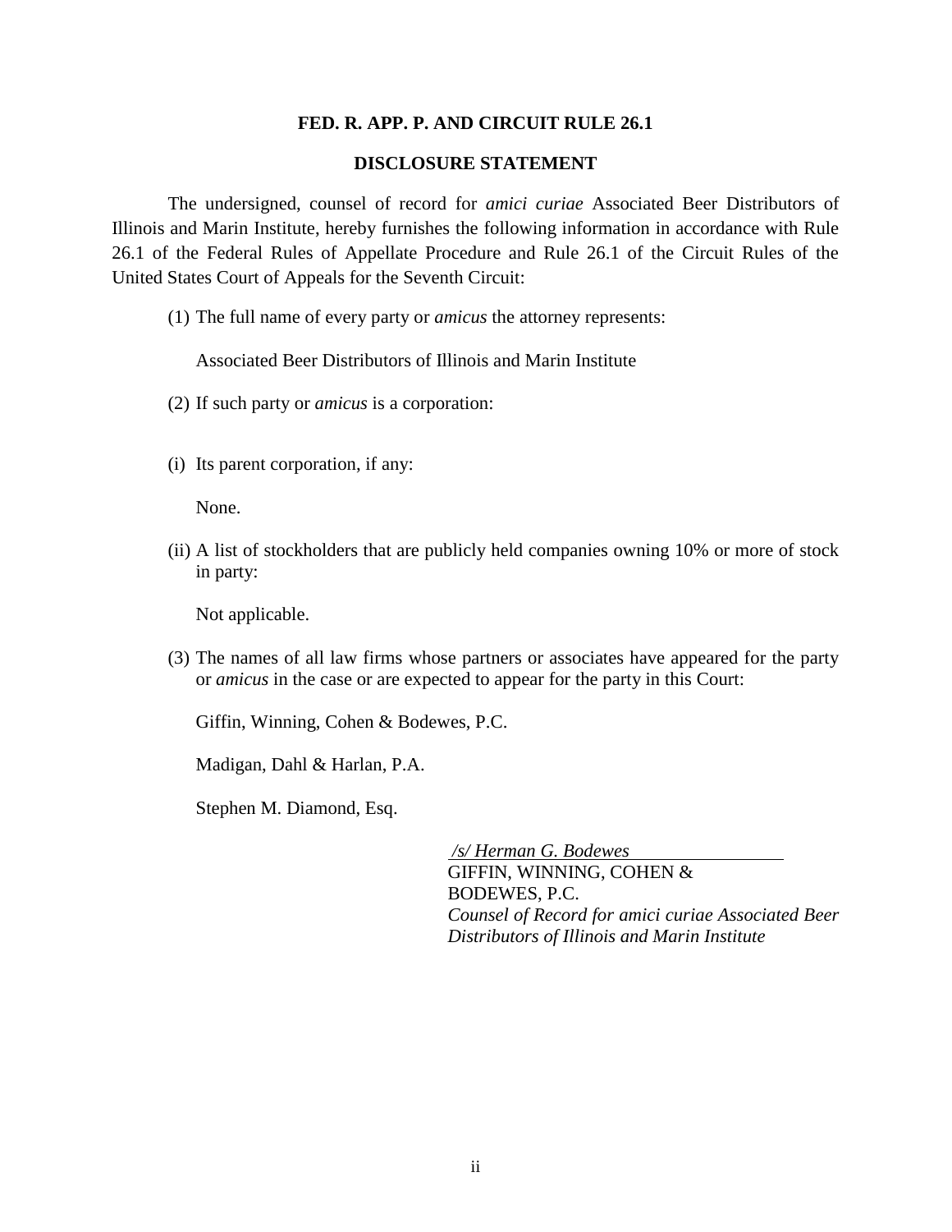**FED. R. APP. P. AND CIRCUIT RULE 26.1**

**DISCLOSURE STATEMENT**

The undersigned, counsel of record for *amici curiae* Associated Beer Distributors of Illinois and Marin Institute, hereby furnishes the following information in accordance with Rule 26.1 of the Federal Rules of Appellate Procedure and Rule 26.1 of the Circuit Rules of the United States Court of Appeals for the Seventh Circuit:

(1) The full name of every party or *amicus* the attorney represents:

Associated Beer Distributors of Illinois and Marin Institute

(2) If such party or *amicus* is a corporation:

(i) Its parent corporation, if any:

None.

(ii) A list of stockholders that are publicly held companies owning 10% or more of stock in party:

Not applicable.

(3) The names of all law firms whose partners or associates have appeared for the party or *amicus* in the case or are expected to appear for the party in this Court:

Giffin, Winning, Cohen & Bodewes, P.C.

Madigan, Dahl & Harlan, P.A.

Stephen M. Diamond, Esq.

*/s/ Herman G. Bodewes*
GIFFIN, WINNING, COHEN & BODEWES, P.C.
*Counsel of Record for amici curiae Associated Beer Distributors of Illinois and Marin Institute*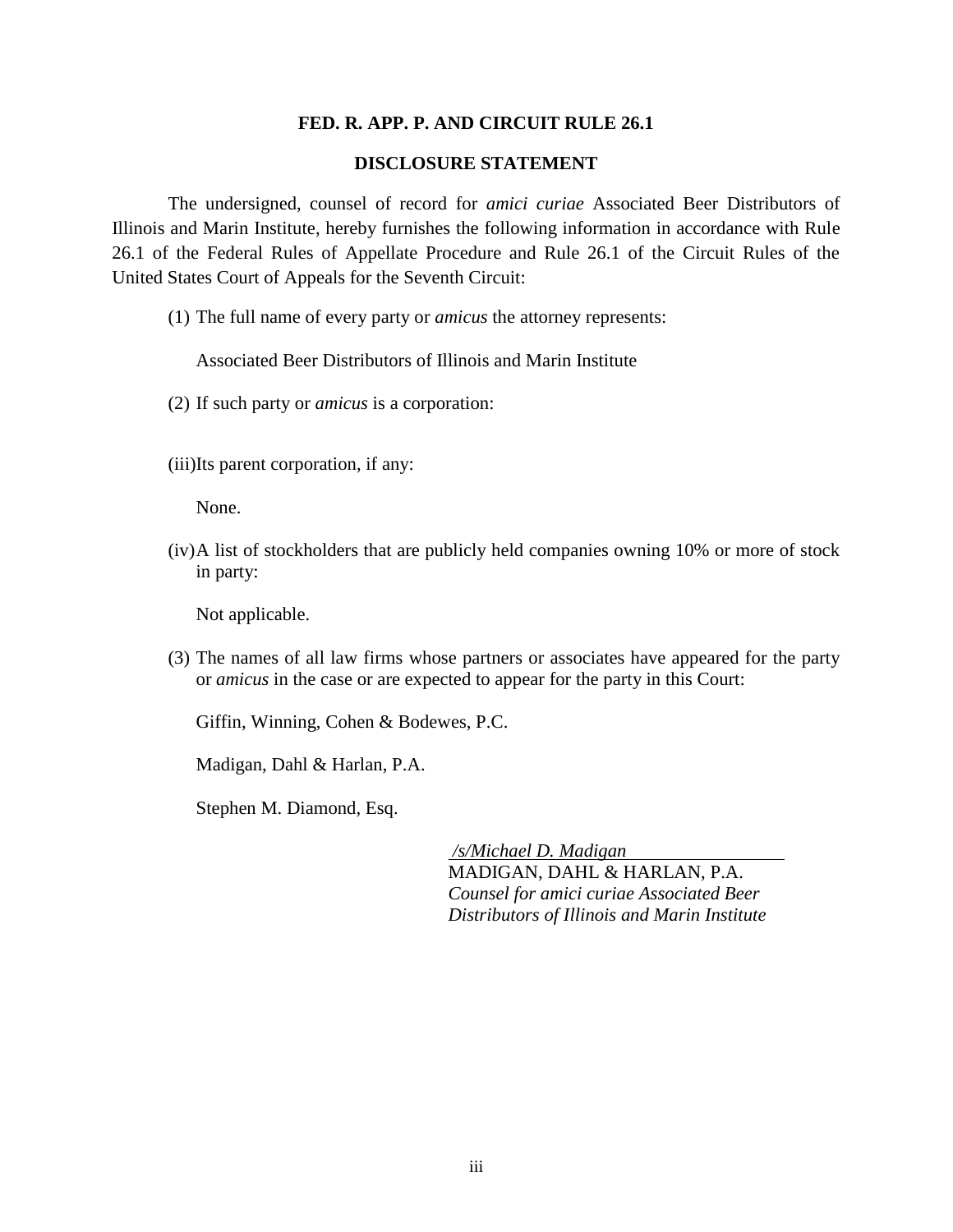**FED. R. APP. P. AND CIRCUIT RULE 26.1**

**DISCLOSURE STATEMENT**

The undersigned, counsel of record for *amici curiae* Associated Beer Distributors of Illinois and Marin Institute, hereby furnishes the following information in accordance with Rule 26.1 of the Federal Rules of Appellate Procedure and Rule 26.1 of the Circuit Rules of the United States Court of Appeals for the Seventh Circuit:

(1) The full name of every party or *amicus* the attorney represents:

Associated Beer Distributors of Illinois and Marin Institute

(2) If such party or *amicus* is a corporation:

(iii) Its parent corporation, if any:

None.

(iv) A list of stockholders that are publicly held companies owning 10% or more of stock in party:

Not applicable.

(3) The names of all law firms whose partners or associates have appeared for the party or *amicus* in the case or are expected to appear for the party in this Court:

Giffin, Winning, Cohen & Bodewes, P.C.

Madigan, Dahl & Harlan, P.A.

Stephen M. Diamond, Esq.

*/s/Michael D. Madigan*
MADIGAN, DAHL & HARLAN, P.A.
*Counsel for amici curiae Associated Beer Distributors of Illinois and Marin Institute*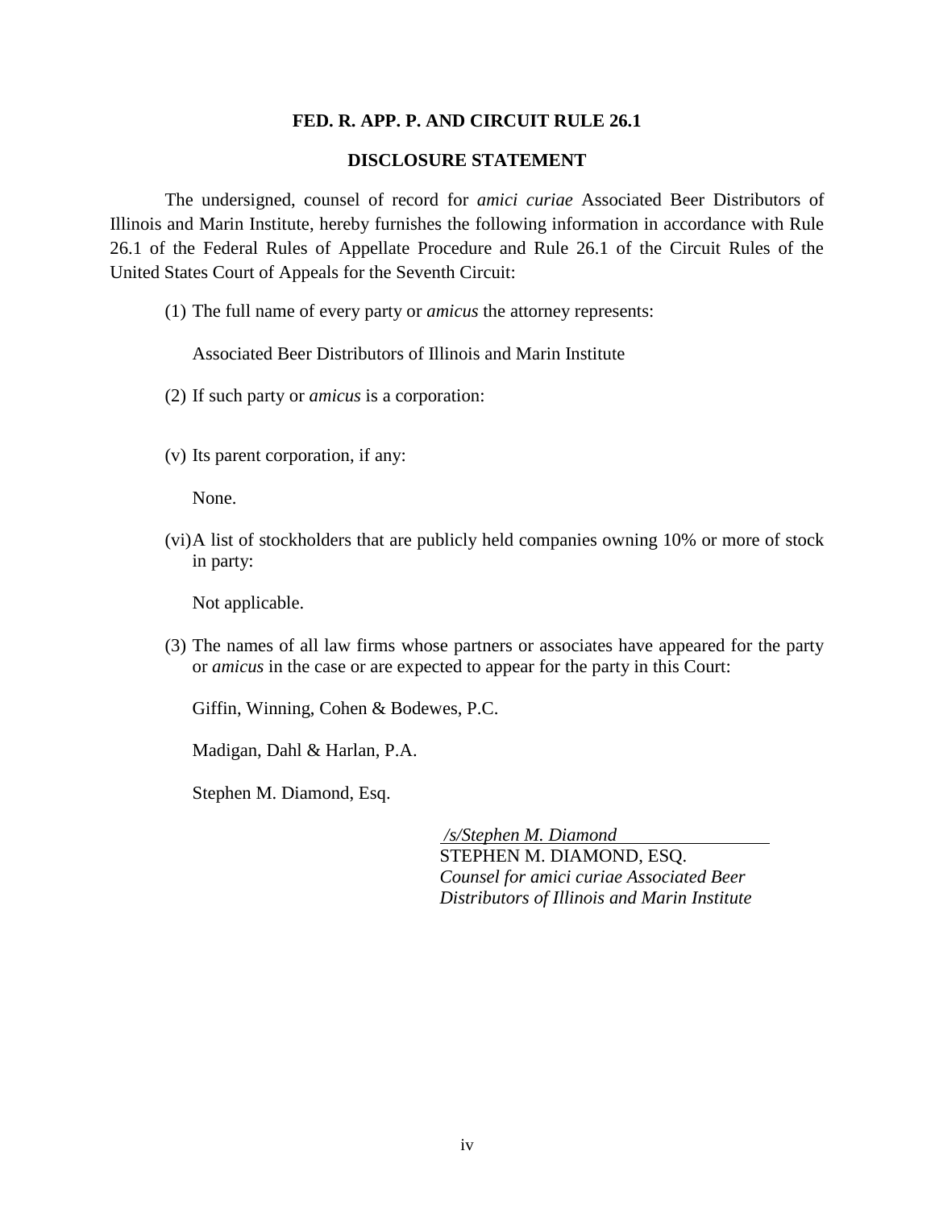**FED. R. APP. P. AND CIRCUIT RULE 26.1**

**DISCLOSURE STATEMENT**

The undersigned, counsel of record for *amici curiae* Associated Beer Distributors of Illinois and Marin Institute, hereby furnishes the following information in accordance with Rule 26.1 of the Federal Rules of Appellate Procedure and Rule 26.1 of the Circuit Rules of the United States Court of Appeals for the Seventh Circuit:

(1) The full name of every party or *amicus* the attorney represents:

Associated Beer Distributors of Illinois and Marin Institute

(2) If such party or *amicus* is a corporation:

(v) Its parent corporation, if any:

None.

(vi) A list of stockholders that are publicly held companies owning 10% or more of stock in party:

Not applicable.

(3) The names of all law firms whose partners or associates have appeared for the party or *amicus* in the case or are expected to appear for the party in this Court:

Giffin, Winning, Cohen & Bodewes, P.C.

Madigan, Dahl & Harlan, P.A.

Stephen M. Diamond, Esq.

*/s/Stephen M. Diamond*
STEPHEN M. DIAMOND, ESQ.
*Counsel for amici curiae Associated Beer Distributors of Illinois and Marin Institute*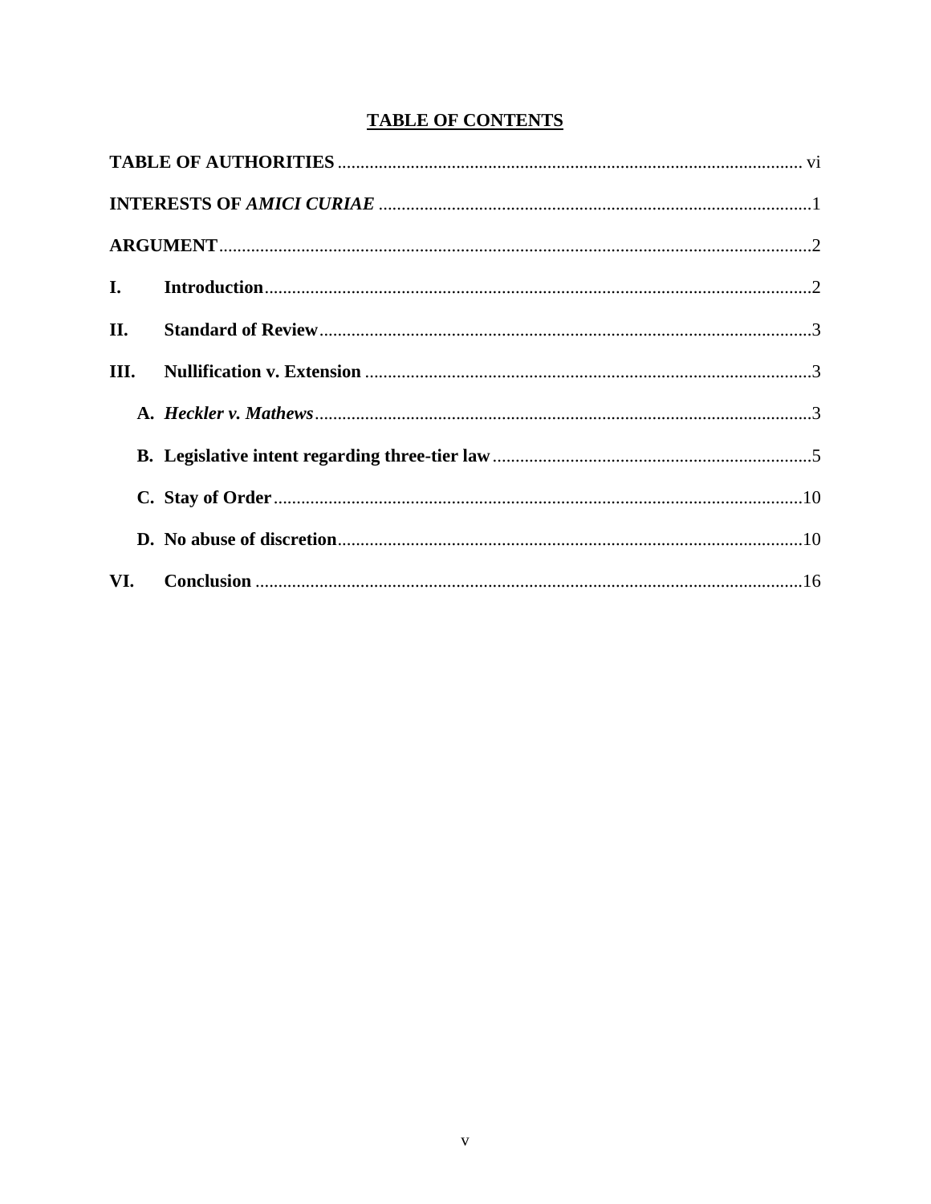# TABLE OF CONTENTS

**TABLE OF AUTHORITIES** ...................................................................................................... vi

**INTERESTS OF *AMICI CURIAE*** ..............................................................................................1

**ARGUMENT**..................................................................................................................................2

**I. Introduction**..........................................................................................................................2

**II. Standard of Review**..............................................................................................................3

**III. Nullification v. Extension** ...................................................................................................3

**A. *Heckler v. Mathews***..............................................................................................................3

**B. Legislative intent regarding three-tier law**.......................................................................5

**C. Stay of Order**.....................................................................................................................10

**D. No abuse of discretion**......................................................................................................10

**VI. Conclusion** .........................................................................................................................16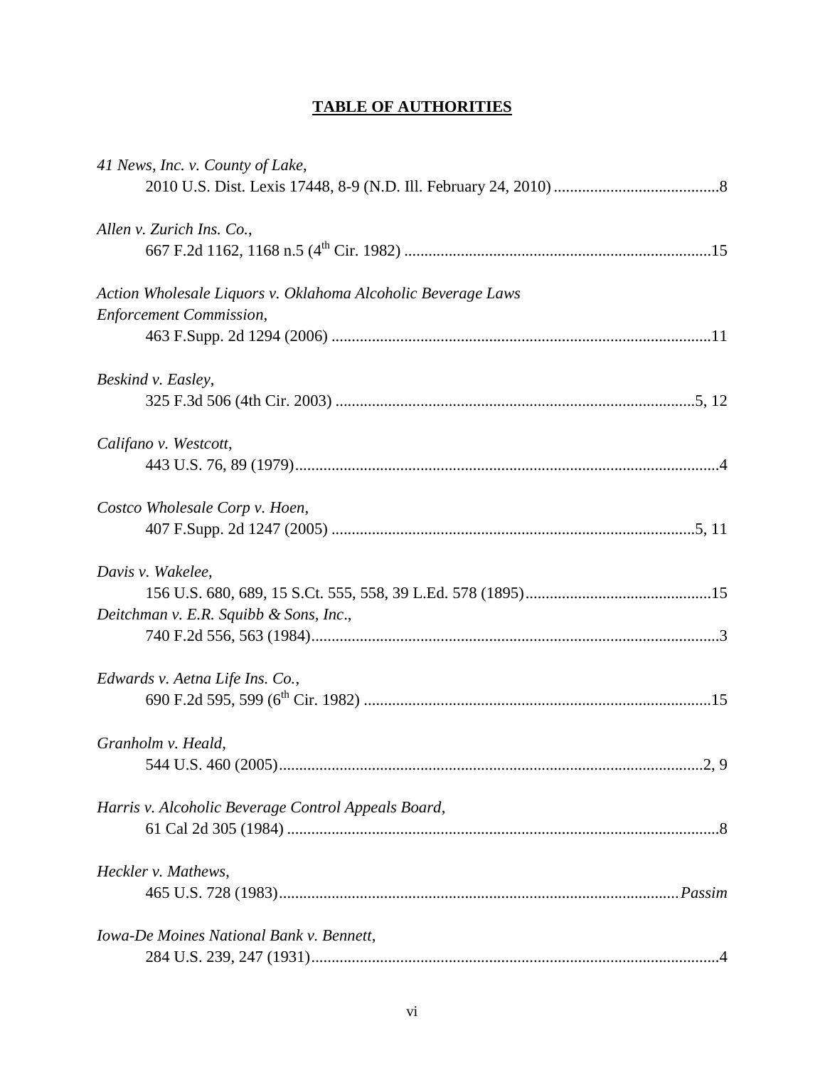**TABLE OF AUTHORITIES**

*41 News, Inc. v. County of Lake*,
2010 U.S. Dist. Lexis 17448, 8-9 (N.D. Ill. February 24, 2010) ......................................... 8

*Allen v. Zurich Ins. Co.*,
667 F.2d 1162, 1168 n.5 (4th Cir. 1982) ........................................................................... 15

*Action Wholesale Liquors v. Oklahoma Alcoholic Beverage Laws Enforcement Commission*,
463 F.Supp. 2d 1294 (2006) ............................................................................................. 11

*Beskind v. Easley*,
325 F.3d 506 (4th Cir. 2003) ........................................................................................ 5, 12

*Califano v. Westcott*,
443 U.S. 76, 89 (1979) ......................................................................................................... 4

*Costco Wholesale Corp v. Hoen*,
407 F.Supp. 2d 1247 (2005) ......................................................................................... 5, 11

*Davis v. Wakelee*,
156 U.S. 680, 689, 15 S.Ct. 555, 558, 39 L.Ed. 578 (1895) ............................................. 15

*Deitchman v. E.R. Squibb & Sons, Inc*.,
740 F.2d 556, 563 (1984) .................................................................................................... 3

*Edwards v. Aetna Life Ins. Co.*,
690 F.2d 595, 599 (6th Cir. 1982) ..................................................................................... 15

*Granholm v. Heald*,
544 U.S. 460 (2005) ....................................................................................................... 2, 9

*Harris v. Alcoholic Beverage Control Appeals Board*,
61 Cal 2d 305 (1984) .......................................................................................................... 8

*Heckler v. Mathews*,
465 U.S. 728 (1983) ................................................................................................... *Passim*

*Iowa-De Moines National Bank v. Bennett*,
284 U.S. 239, 247 (1931) .................................................................................................... 4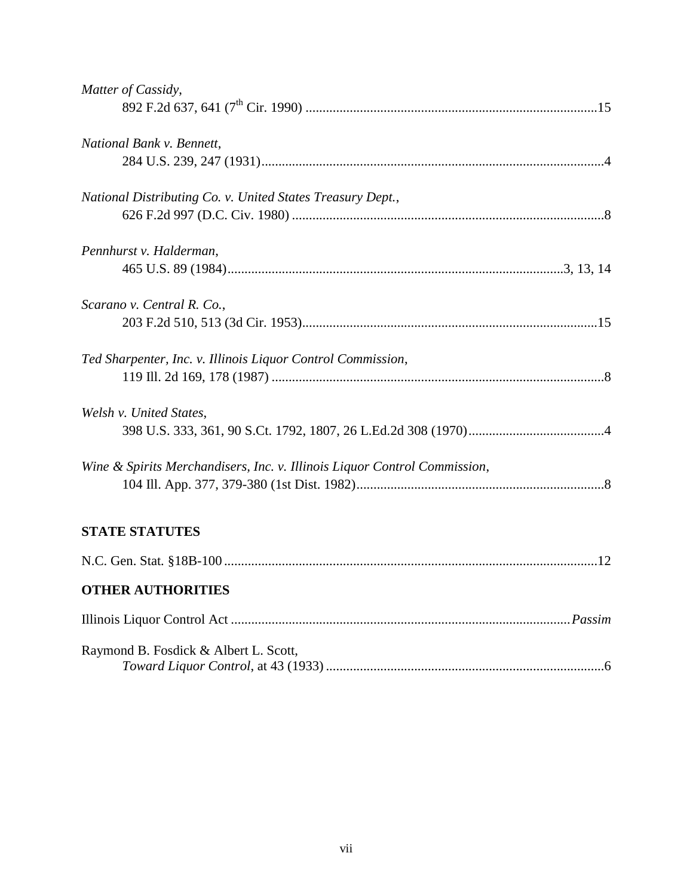*Matter of Cassidy*,
892 F.2d 637, 641 (7th Cir. 1990) ..........................................................................................15

*National Bank v. Bennett*,
284 U.S. 239, 247 (1931)..........................................................................................................4

*National Distributing Co. v. United States Treasury Dept.*,
626 F.2d 997 (D.C. Civ. 1980) ..................................................................................................8

*Pennhurst v. Halderman*,
465 U.S. 89 (1984)...........................................................................................................3, 13, 14

*Scarano v. Central R. Co.*,
203 F.2d 510, 513 (3d Cir. 1953)..............................................................................................15

*Ted Sharpenter, Inc. v. Illinois Liquor Control Commission*,
119 Ill. 2d 169, 178 (1987) ........................................................................................................8

*Welsh v. United States*,
398 U.S. 333, 361, 90 S.Ct. 1792, 1807, 26 L.Ed.2d 308 (1970).........................................4

*Wine & Spirits Merchandisers, Inc. v. Illinois Liquor Control Commission*,
104 Ill. App. 377, 379-380 (1st Dist. 1982)..............................................................................8

**STATE STATUTES**

N.C. Gen. Stat. §18B-100 .........................................................................................................12

**OTHER AUTHORITIES**

Illinois Liquor Control Act ...................................................................................................*Passim*

Raymond B. Fosdick & Albert L. Scott,
*Toward Liquor Control*, at 43 (1933) ..........................................................................................6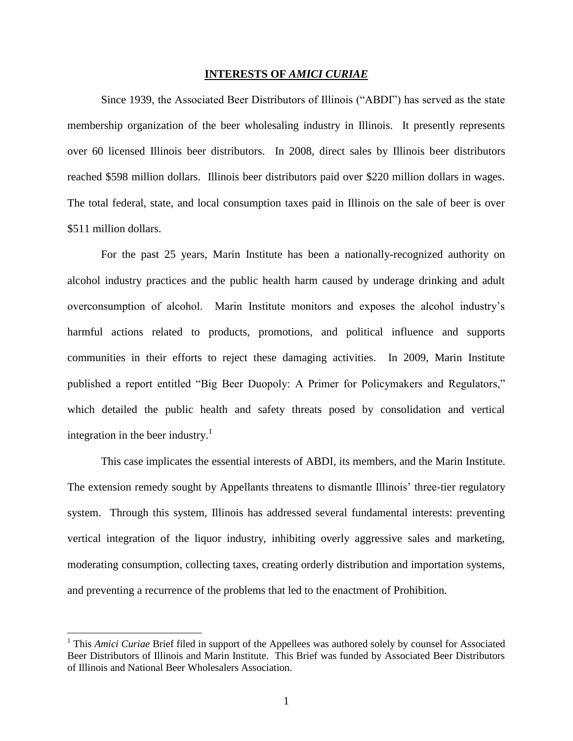## INTERESTS OF *AMICI CURIAE*

Since 1939, the Associated Beer Distributors of Illinois ("ABDI") has served as the state membership organization of the beer wholesaling industry in Illinois. It presently represents over 60 licensed Illinois beer distributors. In 2008, direct sales by Illinois beer distributors reached $598 million dollars. Illinois beer distributors paid over $220 million dollars in wages. The total federal, state, and local consumption taxes paid in Illinois on the sale of beer is over $511 million dollars.

For the past 25 years, Marin Institute has been a nationally-recognized authority on alcohol industry practices and the public health harm caused by underage drinking and adult overconsumption of alcohol. Marin Institute monitors and exposes the alcohol industry's harmful actions related to products, promotions, and political influence and supports communities in their efforts to reject these damaging activities. In 2009, Marin Institute published a report entitled "Big Beer Duopoly: A Primer for Policymakers and Regulators," which detailed the public health and safety threats posed by consolidation and vertical integration in the beer industry.[1]

This case implicates the essential interests of ABDI, its members, and the Marin Institute. The extension remedy sought by Appellants threatens to dismantle Illinois' three-tier regulatory system. Through this system, Illinois has addressed several fundamental interests: preventing vertical integration of the liquor industry, inhibiting overly aggressive sales and marketing, moderating consumption, collecting taxes, creating orderly distribution and importation systems, and preventing a recurrence of the problems that led to the enactment of Prohibition.

[1] This *Amici Curiae* Brief filed in support of the Appellees was authored solely by counsel for Associated Beer Distributors of Illinois and Marin Institute. This Brief was funded by Associated Beer Distributors of Illinois and National Beer Wholesalers Association.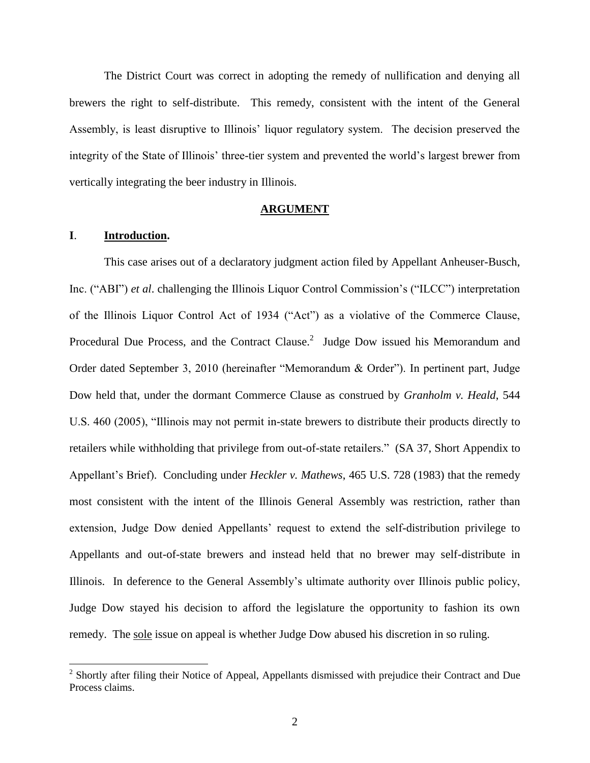The District Court was correct in adopting the remedy of nullification and denying all brewers the right to self-distribute. This remedy, consistent with the intent of the General Assembly, is least disruptive to Illinois' liquor regulatory system. The decision preserved the integrity of the State of Illinois' three-tier system and prevented the world's largest brewer from vertically integrating the beer industry in Illinois.

## ARGUMENT

### I. Introduction.

This case arises out of a declaratory judgment action filed by Appellant Anheuser-Busch, Inc. ("ABI") *et al*. challenging the Illinois Liquor Control Commission's ("ILCC") interpretation of the Illinois Liquor Control Act of 1934 ("Act") as a violative of the Commerce Clause, Procedural Due Process, and the Contract Clause.[2] Judge Dow issued his Memorandum and Order dated September 3, 2010 (hereinafter "Memorandum & Order"). In pertinent part, Judge Dow held that, under the dormant Commerce Clause as construed by *Granholm v. Heald*, 544 U.S. 460 (2005), "Illinois may not permit in-state brewers to distribute their products directly to retailers while withholding that privilege from out-of-state retailers." (SA 37, Short Appendix to Appellant's Brief). Concluding under *Heckler v. Mathews*, 465 U.S. 728 (1983) that the remedy most consistent with the intent of the Illinois General Assembly was restriction, rather than extension, Judge Dow denied Appellants' request to extend the self-distribution privilege to Appellants and out-of-state brewers and instead held that no brewer may self-distribute in Illinois. In deference to the General Assembly's ultimate authority over Illinois public policy, Judge Dow stayed his decision to afford the legislature the opportunity to fashion its own remedy. The <u>sole</u> issue on appeal is whether Judge Dow abused his discretion in so ruling.

[2] Shortly after filing their Notice of Appeal, Appellants dismissed with prejudice their Contract and Due Process claims.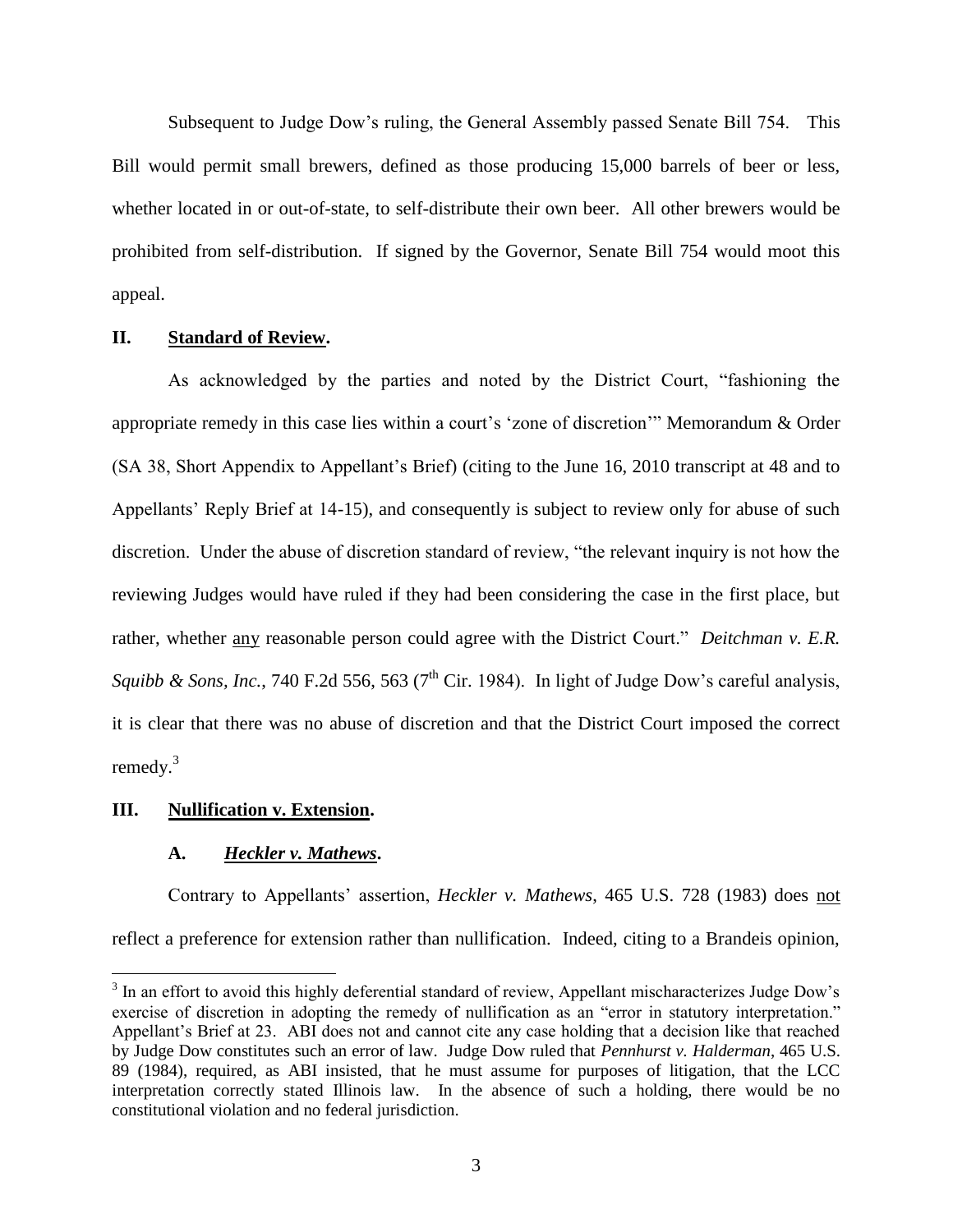Subsequent to Judge Dow's ruling, the General Assembly passed Senate Bill 754. This Bill would permit small brewers, defined as those producing 15,000 barrels of beer or less, whether located in or out-of-state, to self-distribute their own beer. All other brewers would be prohibited from self-distribution. If signed by the Governor, Senate Bill 754 would moot this appeal.

## II. Standard of Review.

As acknowledged by the parties and noted by the District Court, "fashioning the appropriate remedy in this case lies within a court's 'zone of discretion'" Memorandum & Order (SA 38, Short Appendix to Appellant's Brief) (citing to the June 16, 2010 transcript at 48 and to Appellants' Reply Brief at 14-15), and consequently is subject to review only for abuse of such discretion. Under the abuse of discretion standard of review, "the relevant inquiry is not how the reviewing Judges would have ruled if they had been considering the case in the first place, but rather, whether any reasonable person could agree with the District Court." *Deitchman v. E.R. Squibb & Sons, Inc.*, 740 F.2d 556, 563 (7th Cir. 1984). In light of Judge Dow's careful analysis, it is clear that there was no abuse of discretion and that the District Court imposed the correct remedy.[3]

## III. Nullification v. Extension.

### A. *Heckler v. Mathews*.

Contrary to Appellants' assertion, *Heckler v. Mathews*, 465 U.S. 728 (1983) does not reflect a preference for extension rather than nullification. Indeed, citing to a Brandeis opinion,

[3] In an effort to avoid this highly deferential standard of review, Appellant mischaracterizes Judge Dow's exercise of discretion in adopting the remedy of nullification as an "error in statutory interpretation." Appellant's Brief at 23. ABI does not and cannot cite any case holding that a decision like that reached by Judge Dow constitutes such an error of law. Judge Dow ruled that *Pennhurst v. Halderman*, 465 U.S. 89 (1984), required, as ABI insisted, that he must assume for purposes of litigation, that the LCC interpretation correctly stated Illinois law. In the absence of such a holding, there would be no constitutional violation and no federal jurisdiction.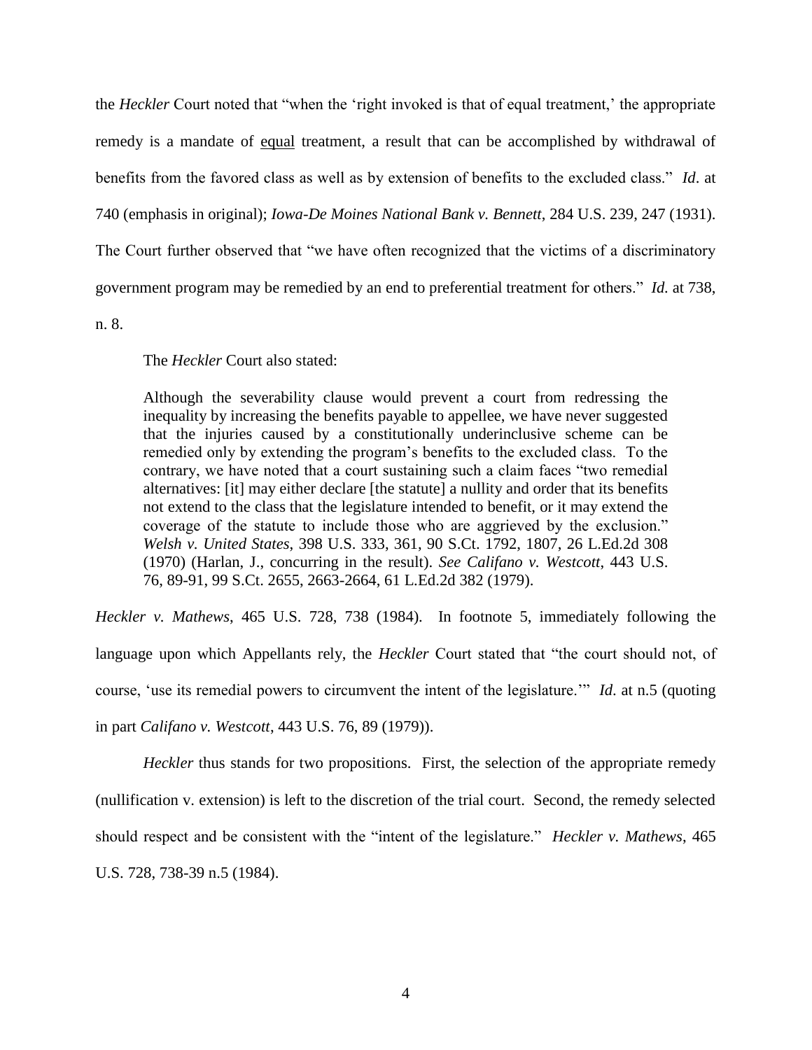the *Heckler* Court noted that "when the 'right invoked is that of equal treatment,' the appropriate remedy is a mandate of <u>equal</u> treatment, a result that can be accomplished by withdrawal of benefits from the favored class as well as by extension of benefits to the excluded class." *Id*. at 740 (emphasis in original); ***Iowa-De Moines National Bank v. Bennett***, 284 U.S. 239, 247 (1931). The Court further observed that "we have often recognized that the victims of a discriminatory government program may be remedied by an end to preferential treatment for others." *Id.* at 738, n. 8.

The *Heckler* Court also stated:

> Although the severability clause would prevent a court from redressing the inequality by increasing the benefits payable to appellee, we have never suggested that the injuries caused by a constitutionally underinclusive scheme can be remedied only by extending the program's benefits to the excluded class. To the contrary, we have noted that a court sustaining such a claim faces "two remedial alternatives: [it] may either declare [the statute] a nullity and order that its benefits not extend to the class that the legislature intended to benefit, or it may extend the coverage of the statute to include those who are aggrieved by the exclusion." *Welsh v. United States*, 398 U.S. 333, 361, 90 S.Ct. 1792, 1807, 26 L.Ed.2d 308 (1970) (Harlan, J., concurring in the result). *See Califano v. Westcott*, 443 U.S. 76, 89-91, 99 S.Ct. 2655, 2663-2664, 61 L.Ed.2d 382 (1979).

*Heckler v. Mathews*, 465 U.S. 728, 738 (1984). In footnote 5, immediately following the language upon which Appellants rely, the *Heckler* Court stated that "the court should not, of course, 'use its remedial powers to circumvent the intent of the legislature.'" *Id*. at n.5 (quoting in part *Califano v. Westcott*, 443 U.S. 76, 89 (1979)).

*Heckler* thus stands for two propositions. First, the selection of the appropriate remedy (nullification v. extension) is left to the discretion of the trial court. Second, the remedy selected should respect and be consistent with the "intent of the legislature." *Heckler v. Mathews*, 465 U.S. 728, 738-39 n.5 (1984).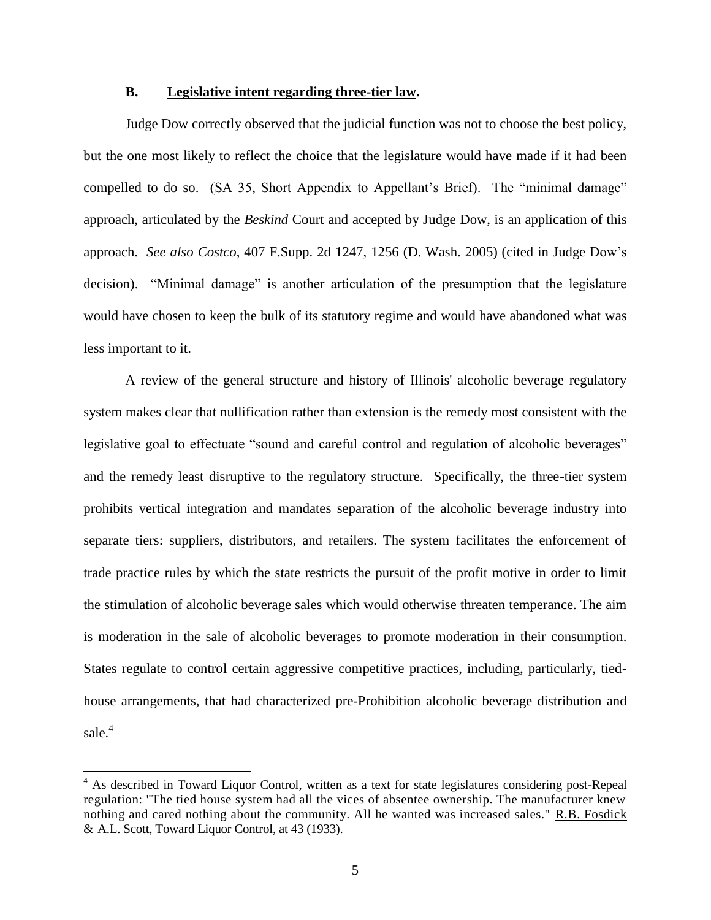### B. <u>Legislative intent regarding three-tier law</u>.

Judge Dow correctly observed that the judicial function was not to choose the best policy, but the one most likely to reflect the choice that the legislature would have made if it had been compelled to do so. (SA 35, Short Appendix to Appellant's Brief). The "minimal damage" approach, articulated by the *Beskind* Court and accepted by Judge Dow, is an application of this approach. *See also Costco*, 407 F.Supp. 2d 1247, 1256 (D. Wash. 2005) (cited in Judge Dow's decision). "Minimal damage" is another articulation of the presumption that the legislature would have chosen to keep the bulk of its statutory regime and would have abandoned what was less important to it.

A review of the general structure and history of Illinois' alcoholic beverage regulatory system makes clear that nullification rather than extension is the remedy most consistent with the legislative goal to effectuate "sound and careful control and regulation of alcoholic beverages" and the remedy least disruptive to the regulatory structure. Specifically, the three-tier system prohibits vertical integration and mandates separation of the alcoholic beverage industry into separate tiers: suppliers, distributors, and retailers. The system facilitates the enforcement of trade practice rules by which the state restricts the pursuit of the profit motive in order to limit the stimulation of alcoholic beverage sales which would otherwise threaten temperance. The aim is moderation in the sale of alcoholic beverages to promote moderation in their consumption. States regulate to control certain aggressive competitive practices, including, particularly, tied-house arrangements, that had characterized pre-Prohibition alcoholic beverage distribution and sale.[4]

---

[4] As described in <u>Toward Liquor Control</u>, written as a text for state legislatures considering post-Repeal regulation: "The tied house system had all the vices of absentee ownership. The manufacturer knew nothing and cared nothing about the community. All he wanted was increased sales." <u>R.B. Fosdick & A.L. Scott, Toward Liquor Control</u>, at 43 (1933).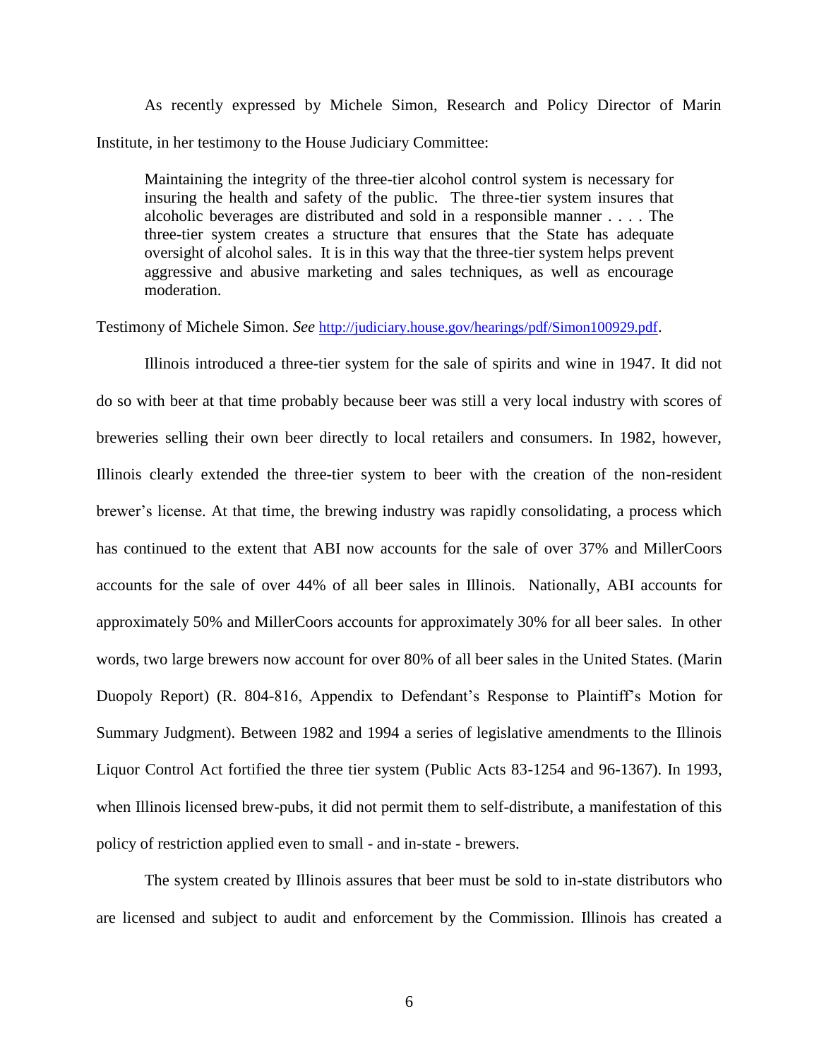As recently expressed by Michele Simon, Research and Policy Director of Marin Institute, in her testimony to the House Judiciary Committee:

> Maintaining the integrity of the three-tier alcohol control system is necessary for insuring the health and safety of the public. The three-tier system insures that alcoholic beverages are distributed and sold in a responsible manner . . . . The three-tier system creates a structure that ensures that the State has adequate oversight of alcohol sales. It is in this way that the three-tier system helps prevent aggressive and abusive marketing and sales techniques, as well as encourage moderation.

Testimony of Michele Simon. *See* http://judiciary.house.gov/hearings/pdf/Simon100929.pdf.

Illinois introduced a three-tier system for the sale of spirits and wine in 1947. It did not do so with beer at that time probably because beer was still a very local industry with scores of breweries selling their own beer directly to local retailers and consumers. In 1982, however, Illinois clearly extended the three-tier system to beer with the creation of the non-resident brewer's license. At that time, the brewing industry was rapidly consolidating, a process which has continued to the extent that ABI now accounts for the sale of over 37% and MillerCoors accounts for the sale of over 44% of all beer sales in Illinois. Nationally, ABI accounts for approximately 50% and MillerCoors accounts for approximately 30% for all beer sales. In other words, two large brewers now account for over 80% of all beer sales in the United States. (Marin Duopoly Report) (R. 804-816, Appendix to Defendant's Response to Plaintiff's Motion for Summary Judgment). Between 1982 and 1994 a series of legislative amendments to the Illinois Liquor Control Act fortified the three tier system (Public Acts 83-1254 and 96-1367). In 1993, when Illinois licensed brew-pubs, it did not permit them to self-distribute, a manifestation of this policy of restriction applied even to small - and in-state - brewers.

The system created by Illinois assures that beer must be sold to in-state distributors who are licensed and subject to audit and enforcement by the Commission. Illinois has created a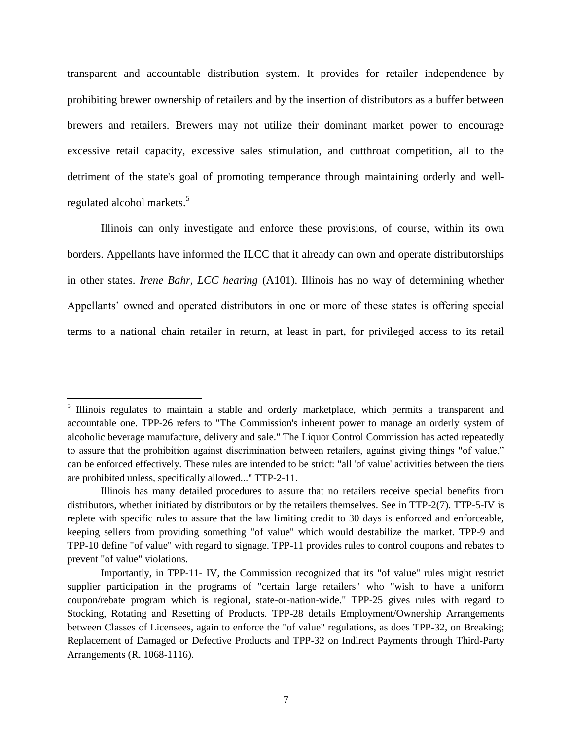transparent and accountable distribution system. It provides for retailer independence by prohibiting brewer ownership of retailers and by the insertion of distributors as a buffer between brewers and retailers. Brewers may not utilize their dominant market power to encourage excessive retail capacity, excessive sales stimulation, and cutthroat competition, all to the detriment of the state's goal of promoting temperance through maintaining orderly and well-regulated alcohol markets.[5]

Illinois can only investigate and enforce these provisions, of course, within its own borders. Appellants have informed the ILCC that it already can own and operate distributorships in other states. *Irene Bahr, LCC hearing* (A101). Illinois has no way of determining whether Appellants' owned and operated distributors in one or more of these states is offering special terms to a national chain retailer in return, at least in part, for privileged access to its retail

---

[5] Illinois regulates to maintain a stable and orderly marketplace, which permits a transparent and accountable one. TPP-26 refers to "The Commission's inherent power to manage an orderly system of alcoholic beverage manufacture, delivery and sale." The Liquor Control Commission has acted repeatedly to assure that the prohibition against discrimination between retailers, against giving things "of value," can be enforced effectively. These rules are intended to be strict: "all 'of value' activities between the tiers are prohibited unless, specifically allowed..." TTP-2-11.

Illinois has many detailed procedures to assure that no retailers receive special benefits from distributors, whether initiated by distributors or by the retailers themselves. See in TTP-2(7). TTP-5-IV is replete with specific rules to assure that the law limiting credit to 30 days is enforced and enforceable, keeping sellers from providing something "of value" which would destabilize the market. TPP-9 and TPP-10 define "of value" with regard to signage. TPP-11 provides rules to control coupons and rebates to prevent "of value" violations.

Importantly, in TPP-11- IV, the Commission recognized that its "of value" rules might restrict supplier participation in the programs of "certain large retailers" who "wish to have a uniform coupon/rebate program which is regional, state-or-nation-wide." TPP-25 gives rules with regard to Stocking, Rotating and Resetting of Products. TPP-28 details Employment/Ownership Arrangements between Classes of Licensees, again to enforce the "of value" regulations, as does TPP-32, on Breaking; Replacement of Damaged or Defective Products and TPP-32 on Indirect Payments through Third-Party Arrangements (R. 1068-1116).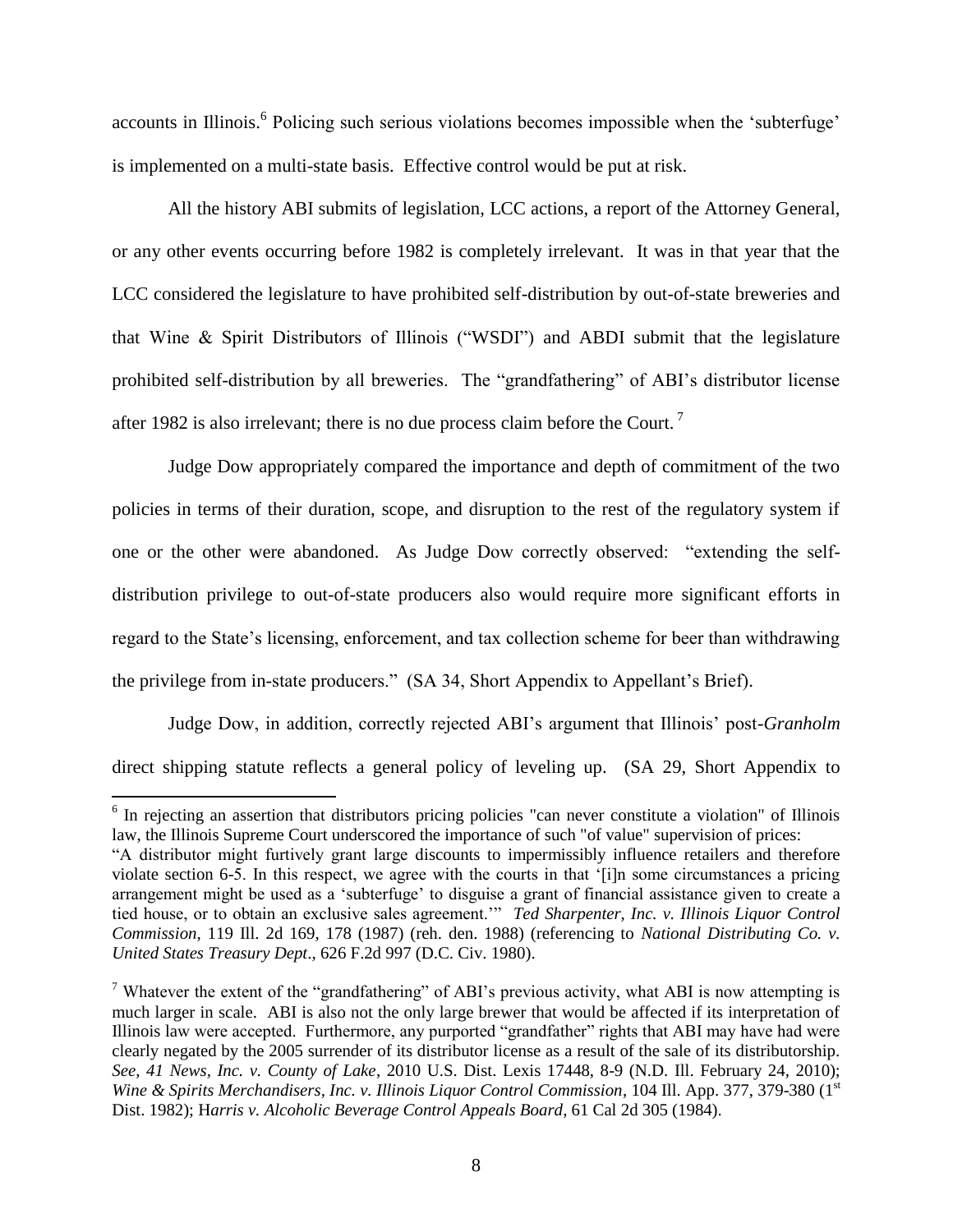accounts in Illinois.[6] Policing such serious violations becomes impossible when the 'subterfuge' is implemented on a multi-state basis. Effective control would be put at risk.

All the history ABI submits of legislation, LCC actions, a report of the Attorney General, or any other events occurring before 1982 is completely irrelevant. It was in that year that the LCC considered the legislature to have prohibited self-distribution by out-of-state breweries and that Wine & Spirit Distributors of Illinois ("WSDI") and ABDI submit that the legislature prohibited self-distribution by all breweries. The "grandfathering" of ABI's distributor license after 1982 is also irrelevant; there is no due process claim before the Court.[7]

Judge Dow appropriately compared the importance and depth of commitment of the two policies in terms of their duration, scope, and disruption to the rest of the regulatory system if one or the other were abandoned. As Judge Dow correctly observed: "extending the self-distribution privilege to out-of-state producers also would require more significant efforts in regard to the State's licensing, enforcement, and tax collection scheme for beer than withdrawing the privilege from in-state producers." (SA 34, Short Appendix to Appellant's Brief).

Judge Dow, in addition, correctly rejected ABI's argument that Illinois' post-*Granholm* direct shipping statute reflects a general policy of leveling up. (SA 29, Short Appendix to

---

[6] In rejecting an assertion that distributors pricing policies "can never constitute a violation" of Illinois law, the Illinois Supreme Court underscored the importance of such "of value" supervision of prices:
"A distributor might furtively grant large discounts to impermissibly influence retailers and therefore violate section 6-5. In this respect, we agree with the courts in that '[i]n some circumstances a pricing arrangement might be used as a 'subterfuge' to disguise a grant of financial assistance given to create a tied house, or to obtain an exclusive sales agreement.'" *Ted Sharpenter, Inc. v. Illinois Liquor Control Commission*, 119 Ill. 2d 169, 178 (1987) (reh. den. 1988) (referencing to *National Distributing Co. v. United States Treasury Dept*., 626 F.2d 997 (D.C. Civ. 1980).

[7] Whatever the extent of the "grandfathering" of ABI's previous activity, what ABI is now attempting is much larger in scale. ABI is also not the only large brewer that would be affected if its interpretation of Illinois law were accepted. Furthermore, any purported "grandfather" rights that ABI may have had were clearly negated by the 2005 surrender of its distributor license as a result of the sale of its distributorship. *See, 41 News, Inc. v. County of Lake*, 2010 U.S. Dist. Lexis 17448, 8-9 (N.D. Ill. February 24, 2010); *Wine & Spirits Merchandisers, Inc. v. Illinois Liquor Control Commission*, 104 Ill. App. 377, 379-380 (1st Dist. 1982); H*arris v. Alcoholic Beverage Control Appeals Board*, 61 Cal 2d 305 (1984).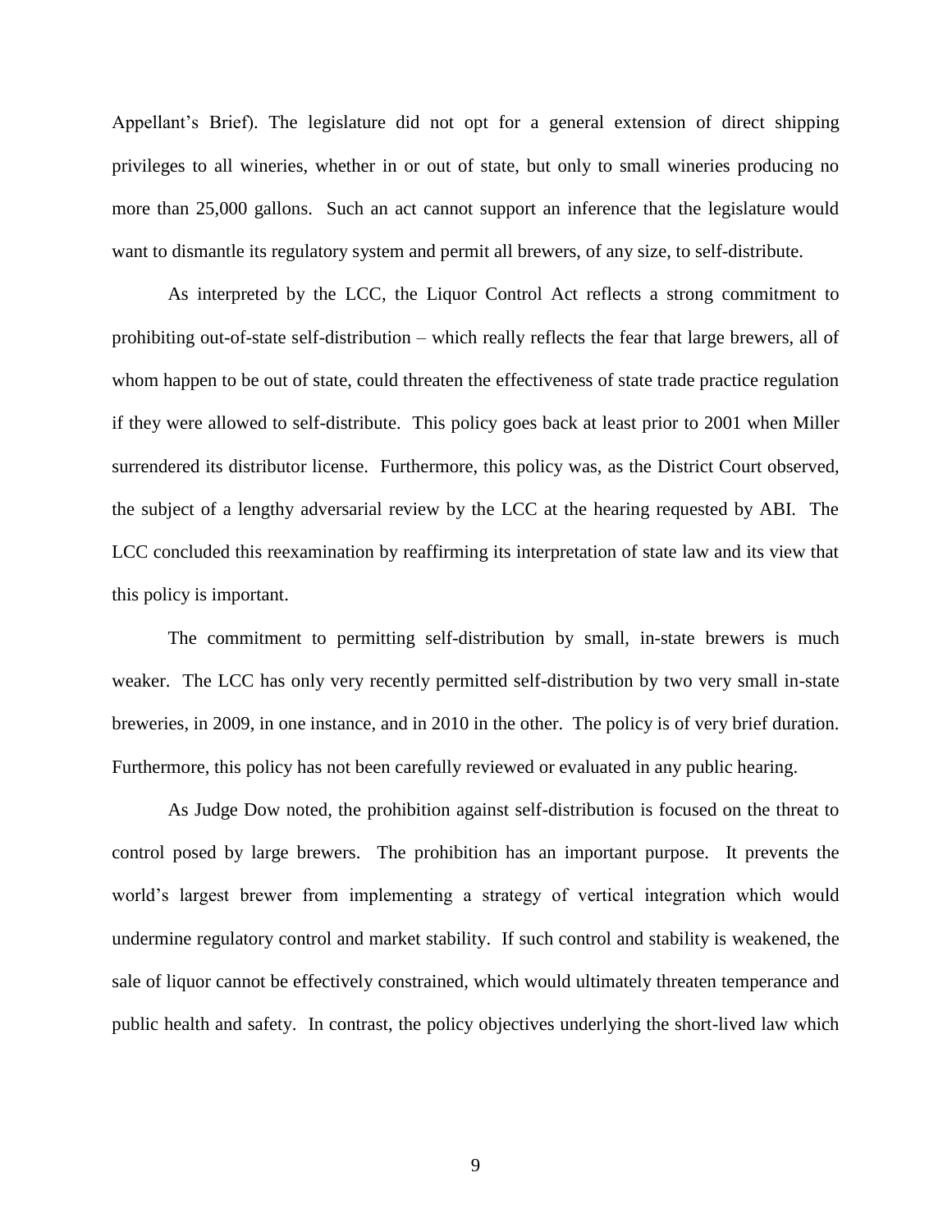Appellant's Brief). The legislature did not opt for a general extension of direct shipping privileges to all wineries, whether in or out of state, but only to small wineries producing no more than 25,000 gallons. Such an act cannot support an inference that the legislature would want to dismantle its regulatory system and permit all brewers, of any size, to self-distribute.

As interpreted by the LCC, the Liquor Control Act reflects a strong commitment to prohibiting out-of-state self-distribution – which really reflects the fear that large brewers, all of whom happen to be out of state, could threaten the effectiveness of state trade practice regulation if they were allowed to self-distribute. This policy goes back at least prior to 2001 when Miller surrendered its distributor license. Furthermore, this policy was, as the District Court observed, the subject of a lengthy adversarial review by the LCC at the hearing requested by ABI. The LCC concluded this reexamination by reaffirming its interpretation of state law and its view that this policy is important.

The commitment to permitting self-distribution by small, in-state brewers is much weaker. The LCC has only very recently permitted self-distribution by two very small in-state breweries, in 2009, in one instance, and in 2010 in the other. The policy is of very brief duration. Furthermore, this policy has not been carefully reviewed or evaluated in any public hearing.

As Judge Dow noted, the prohibition against self-distribution is focused on the threat to control posed by large brewers. The prohibition has an important purpose. It prevents the world's largest brewer from implementing a strategy of vertical integration which would undermine regulatory control and market stability. If such control and stability is weakened, the sale of liquor cannot be effectively constrained, which would ultimately threaten temperance and public health and safety. In contrast, the policy objectives underlying the short-lived law which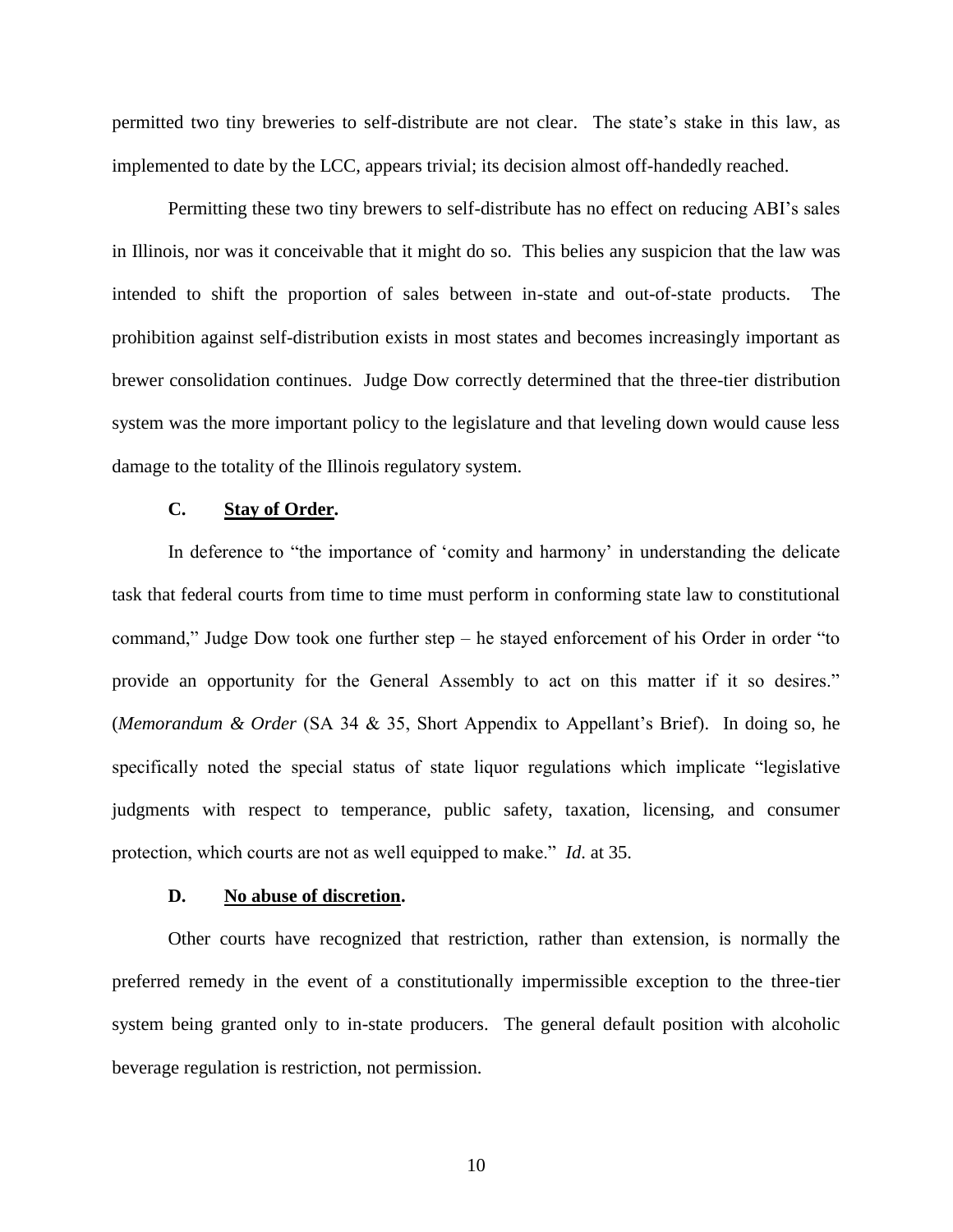permitted two tiny breweries to self-distribute are not clear. The state's stake in this law, as implemented to date by the LCC, appears trivial; its decision almost off-handedly reached.

Permitting these two tiny brewers to self-distribute has no effect on reducing ABI's sales in Illinois, nor was it conceivable that it might do so. This belies any suspicion that the law was intended to shift the proportion of sales between in-state and out-of-state products. The prohibition against self-distribution exists in most states and becomes increasingly important as brewer consolidation continues. Judge Dow correctly determined that the three-tier distribution system was the more important policy to the legislature and that leveling down would cause less damage to the totality of the Illinois regulatory system.

### C. Stay of Order.

In deference to "the importance of 'comity and harmony' in understanding the delicate task that federal courts from time to time must perform in conforming state law to constitutional command," Judge Dow took one further step – he stayed enforcement of his Order in order "to provide an opportunity for the General Assembly to act on this matter if it so desires." (*Memorandum & Order* (SA 34 & 35, Short Appendix to Appellant's Brief). In doing so, he specifically noted the special status of state liquor regulations which implicate "legislative judgments with respect to temperance, public safety, taxation, licensing, and consumer protection, which courts are not as well equipped to make." *Id*. at 35.

### D. No abuse of discretion.

Other courts have recognized that restriction, rather than extension, is normally the preferred remedy in the event of a constitutionally impermissible exception to the three-tier system being granted only to in-state producers. The general default position with alcoholic beverage regulation is restriction, not permission.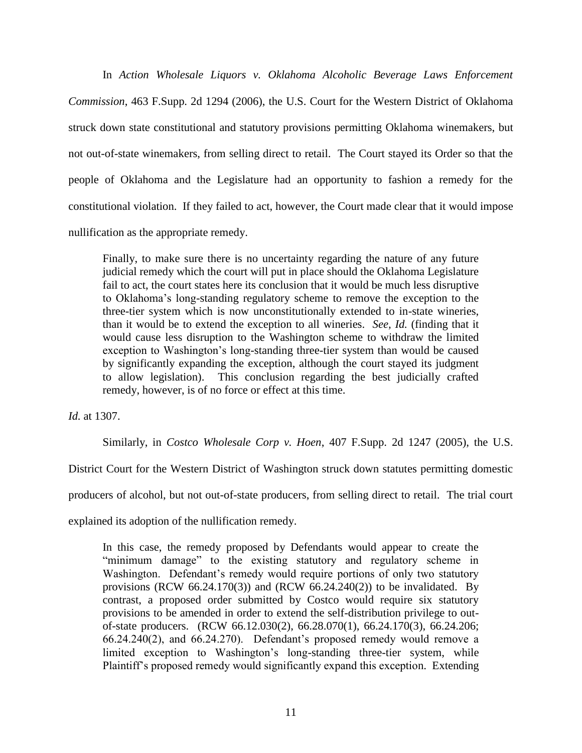In *Action Wholesale Liquors v. Oklahoma Alcoholic Beverage Laws Enforcement Commission*, 463 F.Supp. 2d 1294 (2006), the U.S. Court for the Western District of Oklahoma struck down state constitutional and statutory provisions permitting Oklahoma winemakers, but not out-of-state winemakers, from selling direct to retail. The Court stayed its Order so that the people of Oklahoma and the Legislature had an opportunity to fashion a remedy for the constitutional violation. If they failed to act, however, the Court made clear that it would impose nullification as the appropriate remedy.

> Finally, to make sure there is no uncertainty regarding the nature of any future judicial remedy which the court will put in place should the Oklahoma Legislature fail to act, the court states here its conclusion that it would be much less disruptive to Oklahoma's long-standing regulatory scheme to remove the exception to the three-tier system which is now unconstitutionally extended to in-state wineries, than it would be to extend the exception to all wineries. *See, Id.* (finding that it would cause less disruption to the Washington scheme to withdraw the limited exception to Washington's long-standing three-tier system than would be caused by significantly expanding the exception, although the court stayed its judgment to allow legislation). This conclusion regarding the best judicially crafted remedy, however, is of no force or effect at this time.

*Id.* at 1307.

Similarly, in *Costco Wholesale Corp v. Hoen*, 407 F.Supp. 2d 1247 (2005), the U.S. District Court for the Western District of Washington struck down statutes permitting domestic producers of alcohol, but not out-of-state producers, from selling direct to retail. The trial court explained its adoption of the nullification remedy.

> In this case, the remedy proposed by Defendants would appear to create the "minimum damage" to the existing statutory and regulatory scheme in Washington. Defendant's remedy would require portions of only two statutory provisions (RCW 66.24.170(3)) and (RCW 66.24.240(2)) to be invalidated. By contrast, a proposed order submitted by Costco would require six statutory provisions to be amended in order to extend the self-distribution privilege to out-of-state producers. (RCW 66.12.030(2), 66.28.070(1), 66.24.170(3), 66.24.206; 66.24.240(2), and 66.24.270). Defendant's proposed remedy would remove a limited exception to Washington's long-standing three-tier system, while Plaintiff's proposed remedy would significantly expand this exception. Extending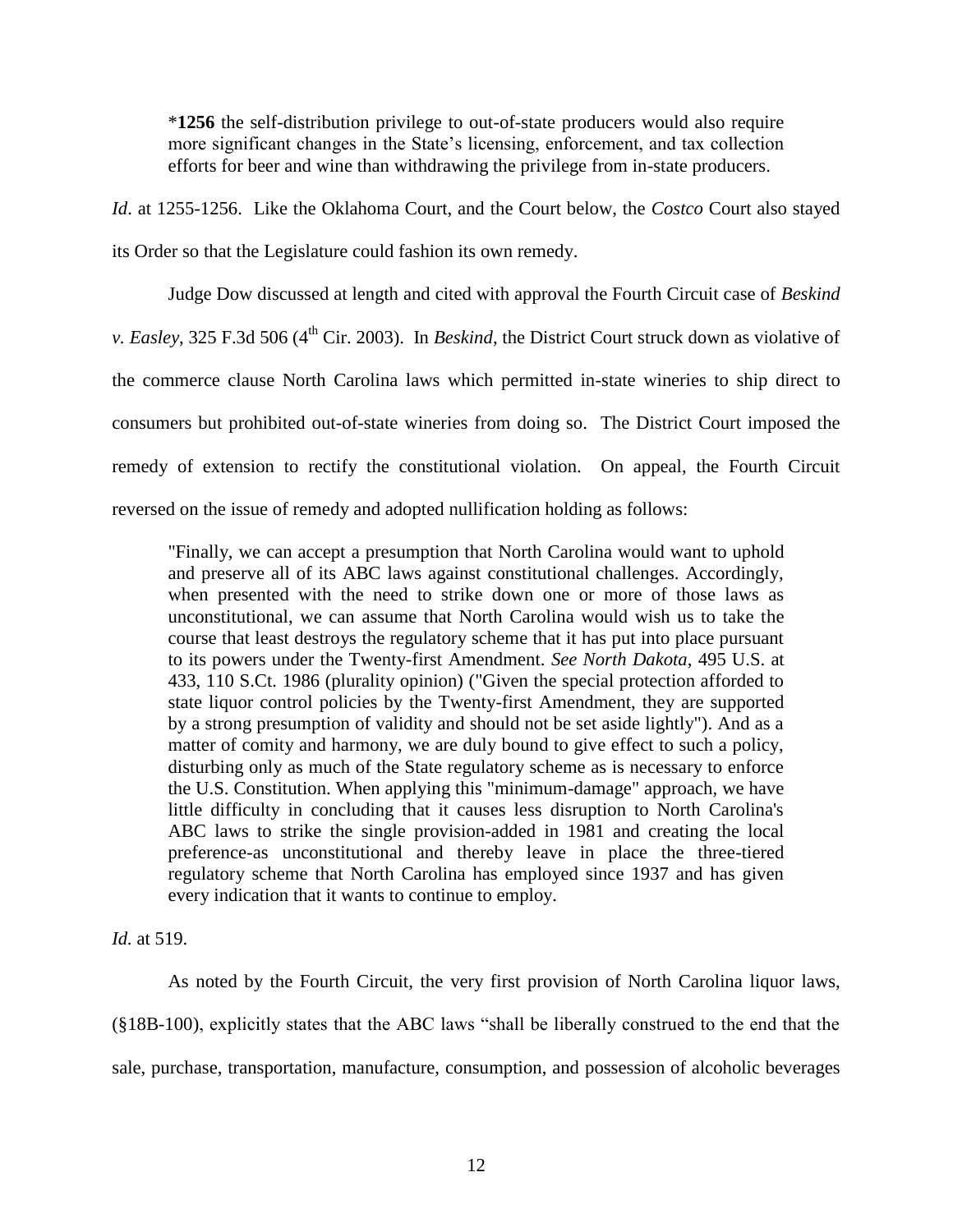> *​**1256** the self-distribution privilege to out-of-state producers would also require more significant changes in the State's licensing, enforcement, and tax collection efforts for beer and wine than withdrawing the privilege from in-state producers.

*Id*. at 1255-1256. Like the Oklahoma Court, and the Court below, the *Costco* Court also stayed its Order so that the Legislature could fashion its own remedy.

Judge Dow discussed at length and cited with approval the Fourth Circuit case of *Beskind v. Easley*, 325 F.3d 506 (4th Cir. 2003). In *Beskind*, the District Court struck down as violative of the commerce clause North Carolina laws which permitted in-state wineries to ship direct to consumers but prohibited out-of-state wineries from doing so. The District Court imposed the remedy of extension to rectify the constitutional violation. On appeal, the Fourth Circuit reversed on the issue of remedy and adopted nullification holding as follows:

> "Finally, we can accept a presumption that North Carolina would want to uphold and preserve all of its ABC laws against constitutional challenges. Accordingly, when presented with the need to strike down one or more of those laws as unconstitutional, we can assume that North Carolina would wish us to take the course that least destroys the regulatory scheme that it has put into place pursuant to its powers under the Twenty-first Amendment. *See North Dakota*, 495 U.S. at 433, 110 S.Ct. 1986 (plurality opinion) ("Given the special protection afforded to state liquor control policies by the Twenty-first Amendment, they are supported by a strong presumption of validity and should not be set aside lightly"). And as a matter of comity and harmony, we are duly bound to give effect to such a policy, disturbing only as much of the State regulatory scheme as is necessary to enforce the U.S. Constitution. When applying this "minimum-damage" approach, we have little difficulty in concluding that it causes less disruption to North Carolina's ABC laws to strike the single provision-added in 1981 and creating the local preference-as unconstitutional and thereby leave in place the three-tiered regulatory scheme that North Carolina has employed since 1937 and has given every indication that it wants to continue to employ.

*Id.* at 519.

As noted by the Fourth Circuit, the very first provision of North Carolina liquor laws, (§18B-100), explicitly states that the ABC laws "shall be liberally construed to the end that the sale, purchase, transportation, manufacture, consumption, and possession of alcoholic beverages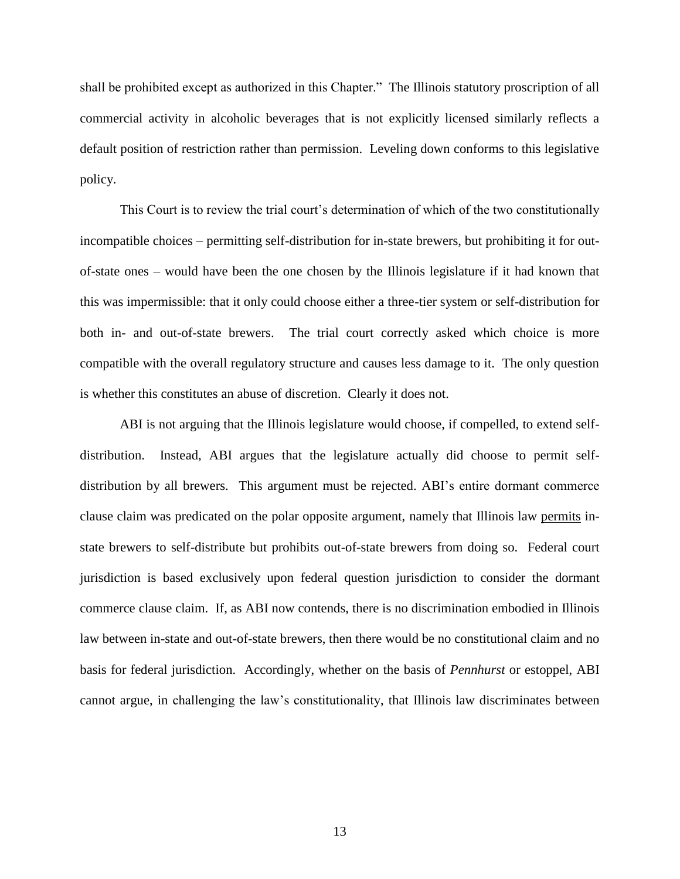shall be prohibited except as authorized in this Chapter." The Illinois statutory proscription of all commercial activity in alcoholic beverages that is not explicitly licensed similarly reflects a default position of restriction rather than permission. Leveling down conforms to this legislative policy.

This Court is to review the trial court's determination of which of the two constitutionally incompatible choices – permitting self-distribution for in-state brewers, but prohibiting it for out-of-state ones – would have been the one chosen by the Illinois legislature if it had known that this was impermissible: that it only could choose either a three-tier system or self-distribution for both in- and out-of-state brewers. The trial court correctly asked which choice is more compatible with the overall regulatory structure and causes less damage to it. The only question is whether this constitutes an abuse of discretion. Clearly it does not.

ABI is not arguing that the Illinois legislature would choose, if compelled, to extend self-distribution. Instead, ABI argues that the legislature actually did choose to permit self-distribution by all brewers. This argument must be rejected. ABI's entire dormant commerce clause claim was predicated on the polar opposite argument, namely that Illinois law <u>permits</u> in-state brewers to self-distribute but prohibits out-of-state brewers from doing so. Federal court jurisdiction is based exclusively upon federal question jurisdiction to consider the dormant commerce clause claim. If, as ABI now contends, there is no discrimination embodied in Illinois law between in-state and out-of-state brewers, then there would be no constitutional claim and no basis for federal jurisdiction. Accordingly, whether on the basis of *Pennhurst* or estoppel, ABI cannot argue, in challenging the law's constitutionality, that Illinois law discriminates between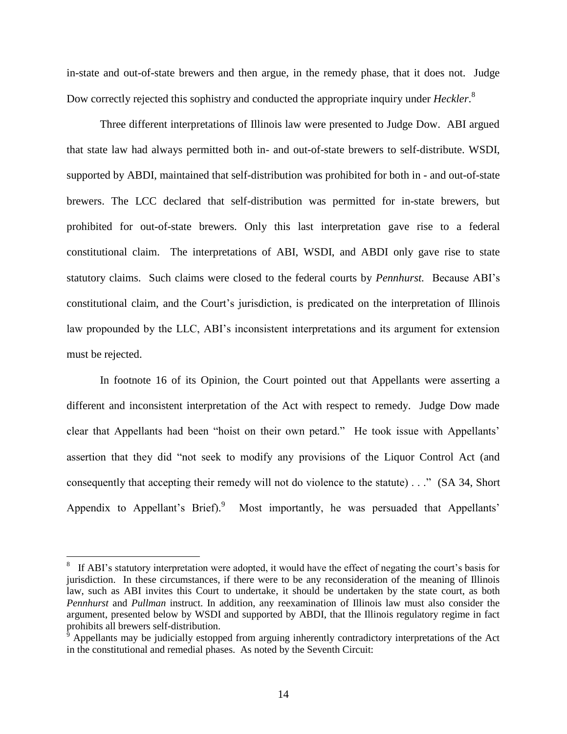in-state and out-of-state brewers and then argue, in the remedy phase, that it does not. Judge Dow correctly rejected this sophistry and conducted the appropriate inquiry under *Heckler*.[8]

Three different interpretations of Illinois law were presented to Judge Dow. ABI argued that state law had always permitted both in- and out-of-state brewers to self-distribute. WSDI, supported by ABDI, maintained that self-distribution was prohibited for both in - and out-of-state brewers. The LCC declared that self-distribution was permitted for in-state brewers, but prohibited for out-of-state brewers. Only this last interpretation gave rise to a federal constitutional claim. The interpretations of ABI, WSDI, and ABDI only gave rise to state statutory claims. Such claims were closed to the federal courts by *Pennhurst.* Because ABI's constitutional claim, and the Court's jurisdiction, is predicated on the interpretation of Illinois law propounded by the LLC, ABI's inconsistent interpretations and its argument for extension must be rejected.

In footnote 16 of its Opinion, the Court pointed out that Appellants were asserting a different and inconsistent interpretation of the Act with respect to remedy. Judge Dow made clear that Appellants had been "hoist on their own petard." He took issue with Appellants' assertion that they did "not seek to modify any provisions of the Liquor Control Act (and consequently that accepting their remedy will not do violence to the statute) . . ." (SA 34, Short Appendix to Appellant's Brief).[9] Most importantly, he was persuaded that Appellants'

---

[8] If ABI's statutory interpretation were adopted, it would have the effect of negating the court's basis for jurisdiction. In these circumstances, if there were to be any reconsideration of the meaning of Illinois law, such as ABI invites this Court to undertake, it should be undertaken by the state court, as both *Pennhurst* and *Pullman* instruct. In addition, any reexamination of Illinois law must also consider the argument, presented below by WSDI and supported by ABDI, that the Illinois regulatory regime in fact prohibits all brewers self-distribution.

[9] Appellants may be judicially estopped from arguing inherently contradictory interpretations of the Act in the constitutional and remedial phases. As noted by the Seventh Circuit: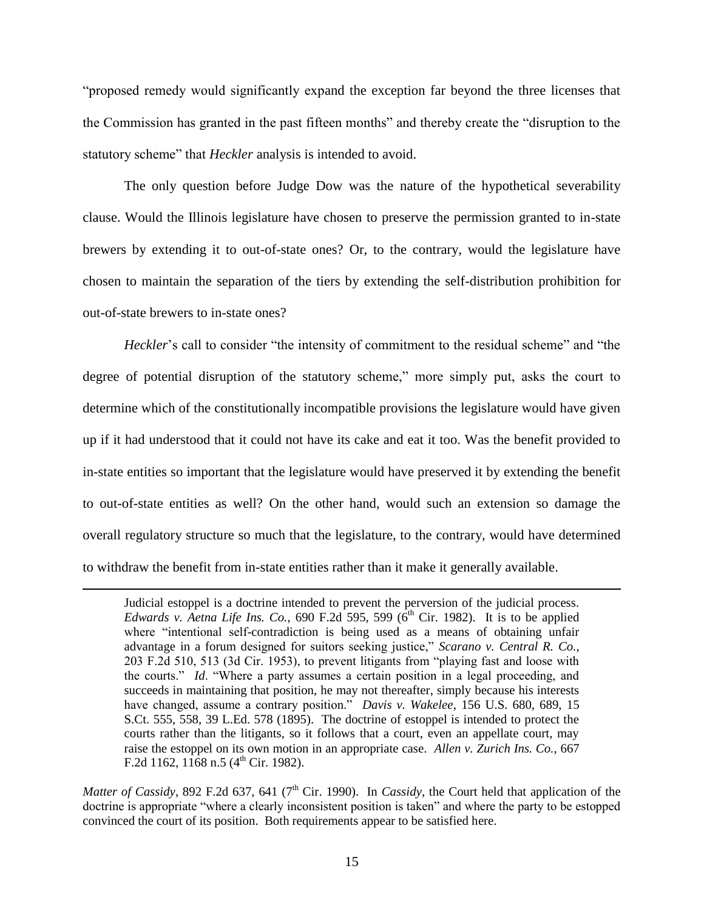"proposed remedy would significantly expand the exception far beyond the three licenses that the Commission has granted in the past fifteen months" and thereby create the "disruption to the statutory scheme" that *Heckler* analysis is intended to avoid.

The only question before Judge Dow was the nature of the hypothetical severability clause. Would the Illinois legislature have chosen to preserve the permission granted to in-state brewers by extending it to out-of-state ones? Or, to the contrary, would the legislature have chosen to maintain the separation of the tiers by extending the self-distribution prohibition for out-of-state brewers to in-state ones?

*Heckler*'s call to consider "the intensity of commitment to the residual scheme" and "the degree of potential disruption of the statutory scheme," more simply put, asks the court to determine which of the constitutionally incompatible provisions the legislature would have given up if it had understood that it could not have its cake and eat it too. Was the benefit provided to in-state entities so important that the legislature would have preserved it by extending the benefit to out-of-state entities as well? On the other hand, would such an extension so damage the overall regulatory structure so much that the legislature, to the contrary, would have determined to withdraw the benefit from in-state entities rather than it make it generally available.

---

> Judicial estoppel is a doctrine intended to prevent the perversion of the judicial process. *Edwards v. Aetna Life Ins. Co.*, 690 F.2d 595, 599 (6th Cir. 1982). It is to be applied where "intentional self-contradiction is being used as a means of obtaining unfair advantage in a forum designed for suitors seeking justice," *Scarano v. Central R. Co.*, 203 F.2d 510, 513 (3d Cir. 1953), to prevent litigants from "playing fast and loose with the courts." *Id*. "Where a party assumes a certain position in a legal proceeding, and succeeds in maintaining that position, he may not thereafter, simply because his interests have changed, assume a contrary position." *Davis v. Wakelee*, 156 U.S. 680, 689, 15 S.Ct. 555, 558, 39 L.Ed. 578 (1895). The doctrine of estoppel is intended to protect the courts rather than the litigants, so it follows that a court, even an appellate court, may raise the estoppel on its own motion in an appropriate case. *Allen v. Zurich Ins. Co.*, 667 F.2d 1162, 1168 n.5 (4th Cir. 1982).

*Matter of Cassidy*, 892 F.2d 637, 641 (7th Cir. 1990). In *Cassidy*, the Court held that application of the doctrine is appropriate "where a clearly inconsistent position is taken" and where the party to be estopped convinced the court of its position. Both requirements appear to be satisfied here.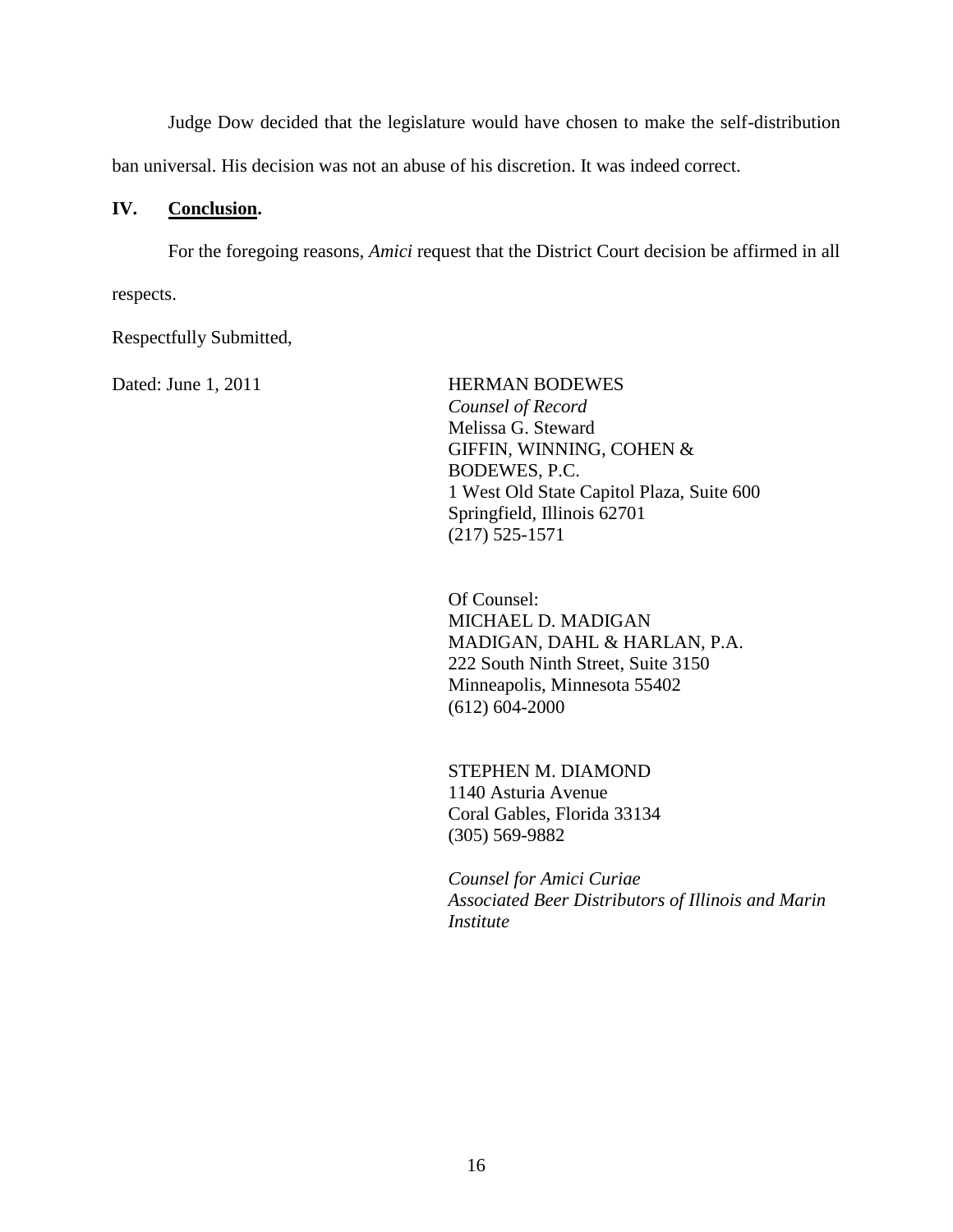Judge Dow decided that the legislature would have chosen to make the self-distribution ban universal. His decision was not an abuse of his discretion. It was indeed correct.

## IV. **Conclusion.**

For the foregoing reasons, *Amici* request that the District Court decision be affirmed in all respects.

Respectfully Submitted,

Dated: June 1, 2011

HERMAN BODEWES
*Counsel of Record*
Melissa G. Steward
GIFFIN, WINNING, COHEN & BODEWES, P.C.
1 West Old State Capitol Plaza, Suite 600
Springfield, Illinois 62701
(217) 525-1571

Of Counsel:
MICHAEL D. MADIGAN
MADIGAN, DAHL & HARLAN, P.A.
222 South Ninth Street, Suite 3150
Minneapolis, Minnesota 55402
(612) 604-2000

STEPHEN M. DIAMOND
1140 Asturia Avenue
Coral Gables, Florida 33134
(305) 569-9882

*Counsel for Amici Curiae*
*Associated Beer Distributors of Illinois and Marin Institute*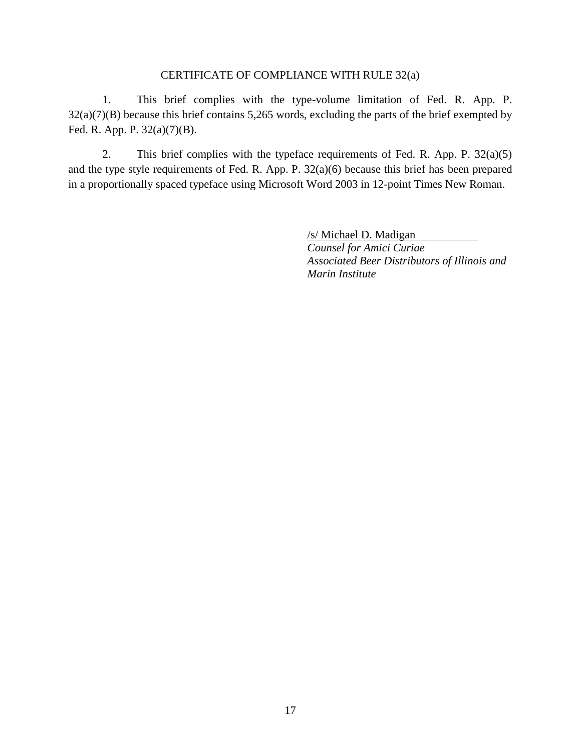## CERTIFICATE OF COMPLIANCE WITH RULE 32(a)

1. This brief complies with the type-volume limitation of Fed. R. App. P. 32(a)(7)(B) because this brief contains 5,265 words, excluding the parts of the brief exempted by Fed. R. App. P. 32(a)(7)(B).

2. This brief complies with the typeface requirements of Fed. R. App. P. 32(a)(5) and the type style requirements of Fed. R. App. P. 32(a)(6) because this brief has been prepared in a proportionally spaced typeface using Microsoft Word 2003 in 12-point Times New Roman.

/s/ Michael D. Madigan  
*Counsel for Amici Curiae*  
*Associated Beer Distributors of Illinois and Marin Institute*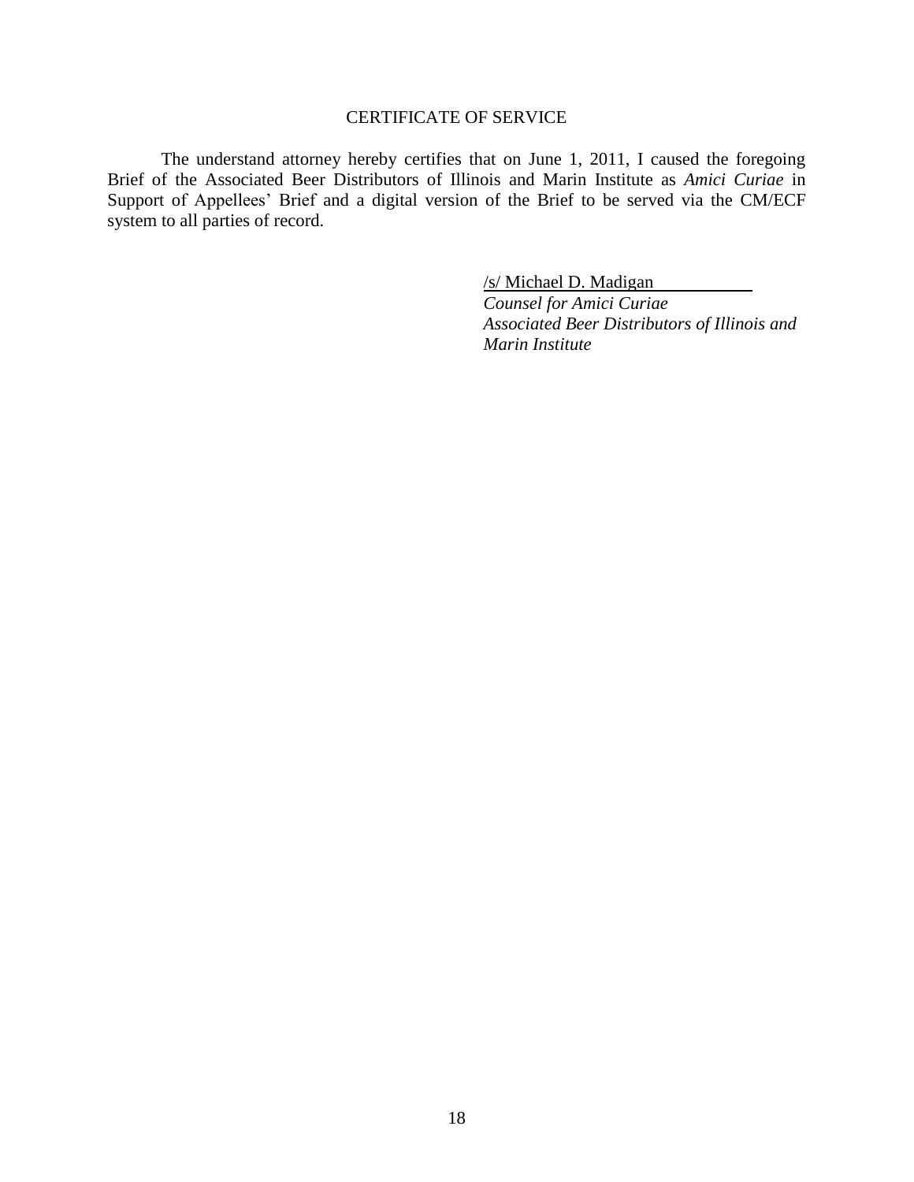## CERTIFICATE OF SERVICE

The understand attorney hereby certifies that on June 1, 2011, I caused the foregoing Brief of the Associated Beer Distributors of Illinois and Marin Institute as *Amici Curiae* in Support of Appellees' Brief and a digital version of the Brief to be served via the CM/ECF system to all parties of record.

/s/ Michael D. Madigan
*Counsel for Amici Curiae*
*Associated Beer Distributors of Illinois and Marin Institute*